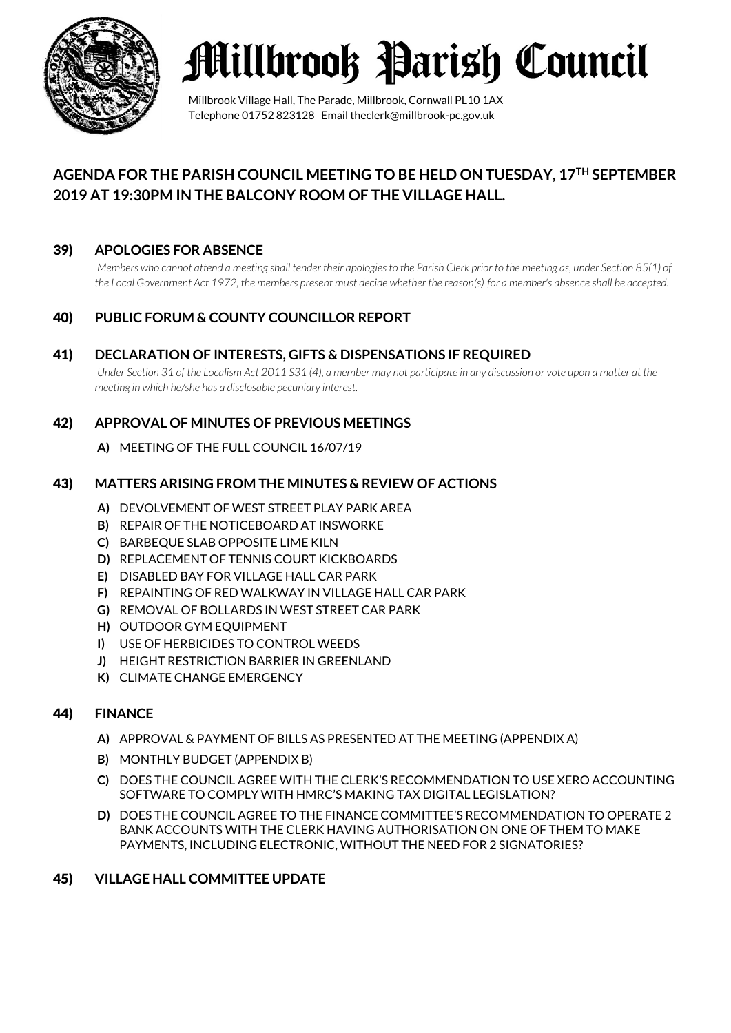# Millbrook Parish Council

Millbrook Village Hall, The Parade, Millbrook, Cornwall PL10 1AX
Telephone 01752 823128 Email theclerk@millbrook-pc.gov.uk

## AGENDA FOR THE PARISH COUNCIL MEETING TO BE HELD ON TUESDAY, 17TH SEPTEMBER 2019 AT 19:30PM IN THE BALCONY ROOM OF THE VILLAGE HALL.

### 39) APOLOGIES FOR ABSENCE

*Members who cannot attend a meeting shall tender their apologies to the Parish Clerk prior to the meeting as, under Section 85(1) of the Local Government Act 1972, the members present must decide whether the reason(s) for a member's absence shall be accepted.*

### 40) PUBLIC FORUM & COUNTY COUNCILLOR REPORT

### 41) DECLARATION OF INTERESTS, GIFTS & DISPENSATIONS IF REQUIRED

*Under Section 31 of the Localism Act 2011 S31 (4), a member may not participate in any discussion or vote upon a matter at the meeting in which he/she has a disclosable pecuniary interest.*

### 42) APPROVAL OF MINUTES OF PREVIOUS MEETINGS

- **A)** MEETING OF THE FULL COUNCIL 16/07/19

### 43) MATTERS ARISING FROM THE MINUTES & REVIEW OF ACTIONS

- **A)** DEVOLVEMENT OF WEST STREET PLAY PARK AREA
- **B)** REPAIR OF THE NOTICEBOARD AT INSWORKE
- **C)** BARBEQUE SLAB OPPOSITE LIME KILN
- **D)** REPLACEMENT OF TENNIS COURT KICKBOARDS
- **E)** DISABLED BAY FOR VILLAGE HALL CAR PARK
- **F)** REPAINTING OF RED WALKWAY IN VILLAGE HALL CAR PARK
- **G)** REMOVAL OF BOLLARDS IN WEST STREET CAR PARK
- **H)** OUTDOOR GYM EQUIPMENT
- **I)** USE OF HERBICIDES TO CONTROL WEEDS
- **J)** HEIGHT RESTRICTION BARRIER IN GREENLAND
- **K)** CLIMATE CHANGE EMERGENCY

### 44) FINANCE

- **A)** APPROVAL & PAYMENT OF BILLS AS PRESENTED AT THE MEETING (APPENDIX A)
- **B)** MONTHLY BUDGET (APPENDIX B)
- **C)** DOES THE COUNCIL AGREE WITH THE CLERK'S RECOMMENDATION TO USE XERO ACCOUNTING SOFTWARE TO COMPLY WITH HMRC'S MAKING TAX DIGITAL LEGISLATION?
- **D)** DOES THE COUNCIL AGREE TO THE FINANCE COMMITTEE'S RECOMMENDATION TO OPERATE 2 BANK ACCOUNTS WITH THE CLERK HAVING AUTHORISATION ON ONE OF THEM TO MAKE PAYMENTS, INCLUDING ELECTRONIC, WITHOUT THE NEED FOR 2 SIGNATORIES?

### 45) VILLAGE HALL COMMITTEE UPDATE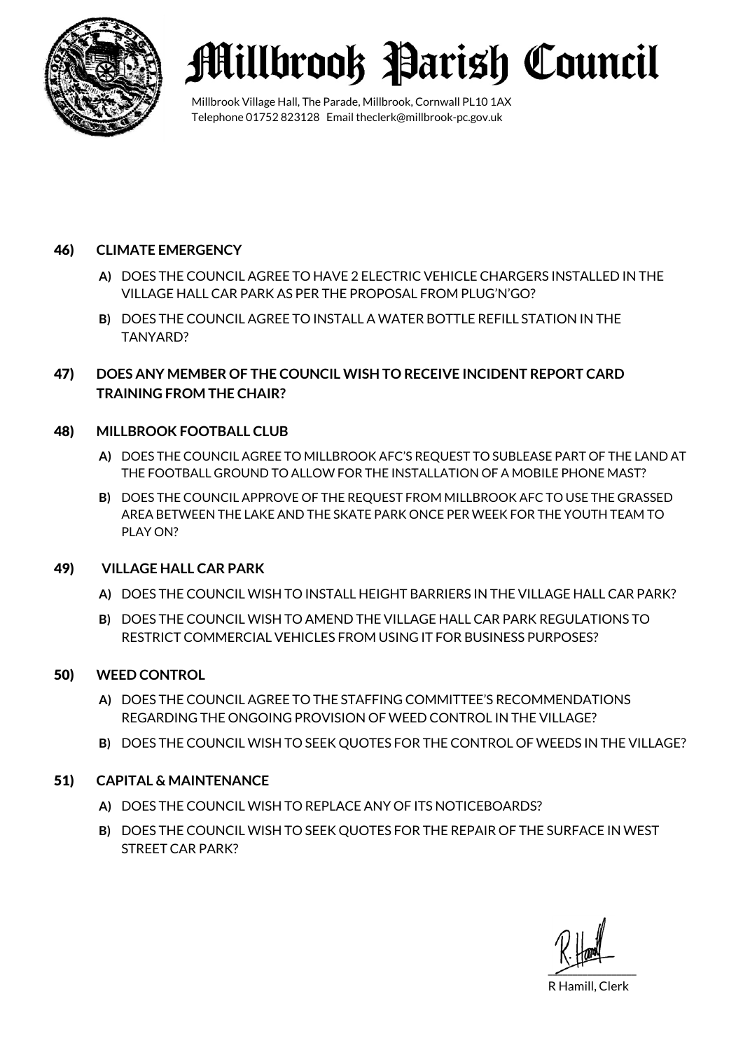# Millbrook Parish Council

Millbrook Village Hall, The Parade, Millbrook, Cornwall PL10 1AX
Telephone 01752 823128 Email theclerk@millbrook-pc.gov.uk

**46) CLIMATE EMERGENCY**

- **A)** DOES THE COUNCIL AGREE TO HAVE 2 ELECTRIC VEHICLE CHARGERS INSTALLED IN THE VILLAGE HALL CAR PARK AS PER THE PROPOSAL FROM PLUG'N'GO?
- **B)** DOES THE COUNCIL AGREE TO INSTALL A WATER BOTTLE REFILL STATION IN THE TANYARD?

**47) DOES ANY MEMBER OF THE COUNCIL WISH TO RECEIVE INCIDENT REPORT CARD TRAINING FROM THE CHAIR?**

**48) MILLBROOK FOOTBALL CLUB**

- **A)** DOES THE COUNCIL AGREE TO MILLBROOK AFC'S REQUEST TO SUBLEASE PART OF THE LAND AT THE FOOTBALL GROUND TO ALLOW FOR THE INSTALLATION OF A MOBILE PHONE MAST?
- **B)** DOES THE COUNCIL APPROVE OF THE REQUEST FROM MILLBROOK AFC TO USE THE GRASSED AREA BETWEEN THE LAKE AND THE SKATE PARK ONCE PER WEEK FOR THE YOUTH TEAM TO PLAY ON?

**49) VILLAGE HALL CAR PARK**

- **A)** DOES THE COUNCIL WISH TO INSTALL HEIGHT BARRIERS IN THE VILLAGE HALL CAR PARK?
- **B)** DOES THE COUNCIL WISH TO AMEND THE VILLAGE HALL CAR PARK REGULATIONS TO RESTRICT COMMERCIAL VEHICLES FROM USING IT FOR BUSINESS PURPOSES?

**50) WEED CONTROL**

- **A)** DOES THE COUNCIL AGREE TO THE STAFFING COMMITTEE'S RECOMMENDATIONS REGARDING THE ONGOING PROVISION OF WEED CONTROL IN THE VILLAGE?
- **B)** DOES THE COUNCIL WISH TO SEEK QUOTES FOR THE CONTROL OF WEEDS IN THE VILLAGE?

**51) CAPITAL & MAINTENANCE**

- **A)** DOES THE COUNCIL WISH TO REPLACE ANY OF ITS NOTICEBOARDS?
- **B)** DOES THE COUNCIL WISH TO SEEK QUOTES FOR THE REPAIR OF THE SURFACE IN WEST STREET CAR PARK?

R Hamill, Clerk